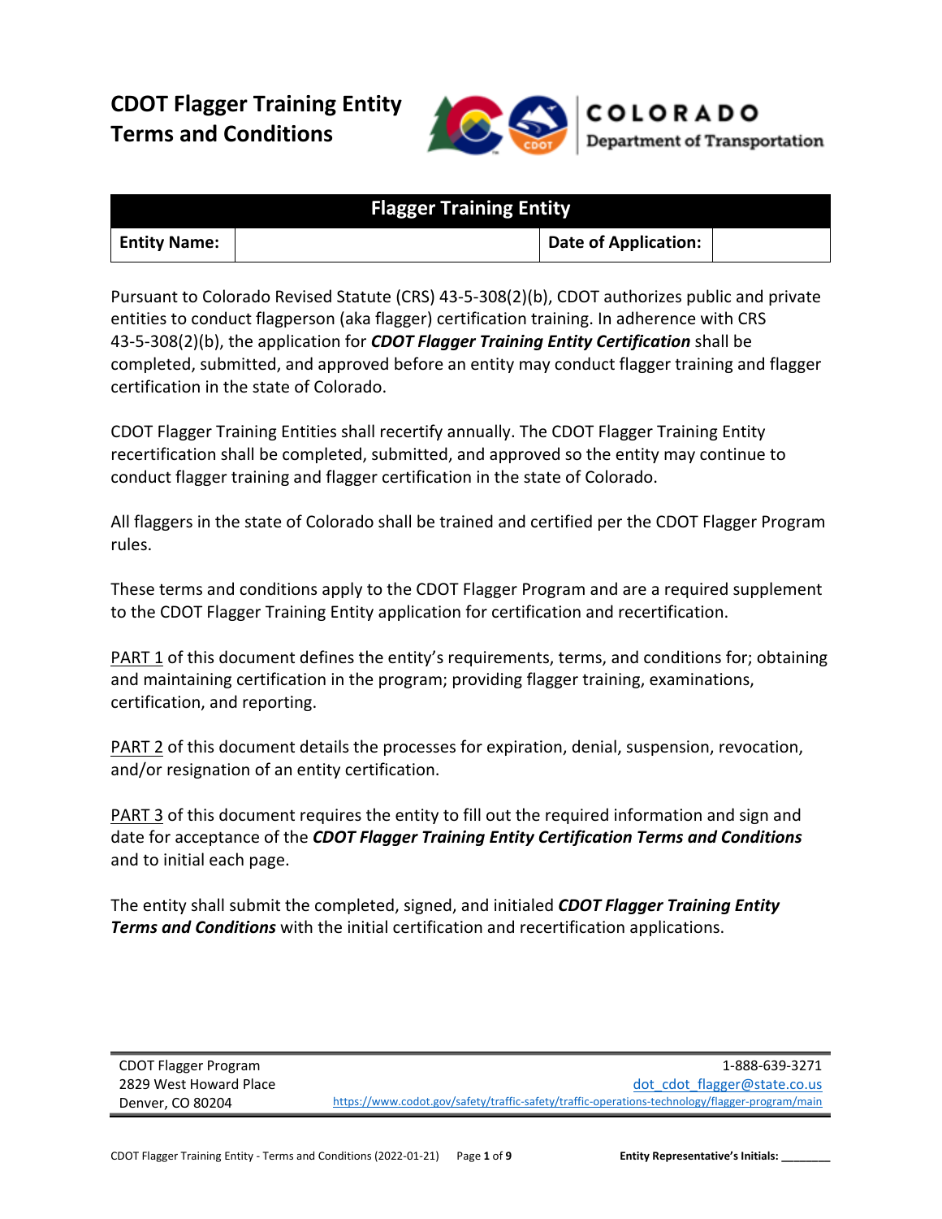# CDOT Flagger Training Entity Terms and Conditions

COLORADO
Department of Transportation

| Flagger Training Entity | | | |
|---|---|---|---|
| **Entity Name:** | | **Date of Application:** | |

Pursuant to Colorado Revised Statute (CRS) 43-5-308(2)(b), CDOT authorizes public and private entities to conduct flagperson (aka flagger) certification training. In adherence with CRS 43-5-308(2)(b), the application for ***CDOT Flagger Training Entity Certification*** shall be completed, submitted, and approved before an entity may conduct flagger training and flagger certification in the state of Colorado.

CDOT Flagger Training Entities shall recertify annually. The CDOT Flagger Training Entity recertification shall be completed, submitted, and approved so the entity may continue to conduct flagger training and flagger certification in the state of Colorado.

All flaggers in the state of Colorado shall be trained and certified per the CDOT Flagger Program rules.

These terms and conditions apply to the CDOT Flagger Program and are a required supplement to the CDOT Flagger Training Entity application for certification and recertification.

PART 1 of this document defines the entity's requirements, terms, and conditions for; obtaining and maintaining certification in the program; providing flagger training, examinations, certification, and reporting.

PART 2 of this document details the processes for expiration, denial, suspension, revocation, and/or resignation of an entity certification.

PART 3 of this document requires the entity to fill out the required information and sign and date for acceptance of the ***CDOT Flagger Training Entity Certification Terms and Conditions*** and to initial each page.

The entity shall submit the completed, signed, and initialed ***CDOT Flagger Training Entity Terms and Conditions*** with the initial certification and recertification applications.

CDOT Flagger Program
2829 West Howard Place
Denver, CO 80204

1-888-639-3271
dot_cdot_flagger@state.co.us
https://www.codot.gov/safety/traffic-safety/traffic-operations-technology/flagger-program/main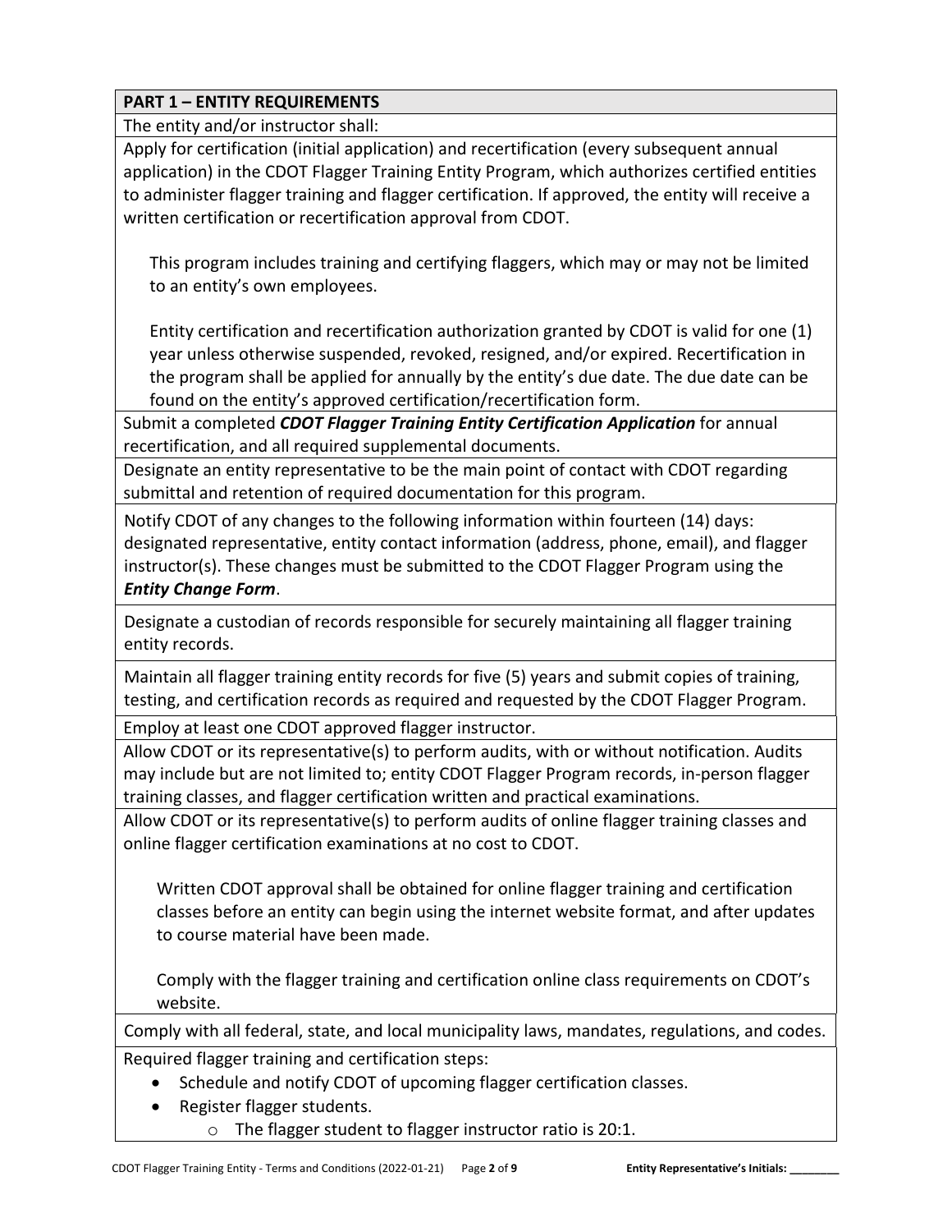## PART 1 – ENTITY REQUIREMENTS

The entity and/or instructor shall:

Apply for certification (initial application) and recertification (every subsequent annual application) in the CDOT Flagger Training Entity Program, which authorizes certified entities to administer flagger training and flagger certification. If approved, the entity will receive a written certification or recertification approval from CDOT.

> This program includes training and certifying flaggers, which may or may not be limited to an entity's own employees.
>
> Entity certification and recertification authorization granted by CDOT is valid for one (1) year unless otherwise suspended, revoked, resigned, and/or expired. Recertification in the program shall be applied for annually by the entity's due date. The due date can be found on the entity's approved certification/recertification form.

Submit a completed ***CDOT Flagger Training Entity Certification Application*** for annual recertification, and all required supplemental documents.

Designate an entity representative to be the main point of contact with CDOT regarding submittal and retention of required documentation for this program.

Notify CDOT of any changes to the following information within fourteen (14) days: designated representative, entity contact information (address, phone, email), and flagger instructor(s). These changes must be submitted to the CDOT Flagger Program using the ***Entity Change Form***.

Designate a custodian of records responsible for securely maintaining all flagger training entity records.

Maintain all flagger training entity records for five (5) years and submit copies of training, testing, and certification records as required and requested by the CDOT Flagger Program.

Employ at least one CDOT approved flagger instructor.

Allow CDOT or its representative(s) to perform audits, with or without notification. Audits may include but are not limited to; entity CDOT Flagger Program records, in-person flagger training classes, and flagger certification written and practical examinations.

Allow CDOT or its representative(s) to perform audits of online flagger training classes and online flagger certification examinations at no cost to CDOT.

> Written CDOT approval shall be obtained for online flagger training and certification classes before an entity can begin using the internet website format, and after updates to course material have been made.
>
> Comply with the flagger training and certification online class requirements on CDOT's website.

Comply with all federal, state, and local municipality laws, mandates, regulations, and codes.

Required flagger training and certification steps:

- Schedule and notify CDOT of upcoming flagger certification classes.
- Register flagger students.
  - The flagger student to flagger instructor ratio is 20:1.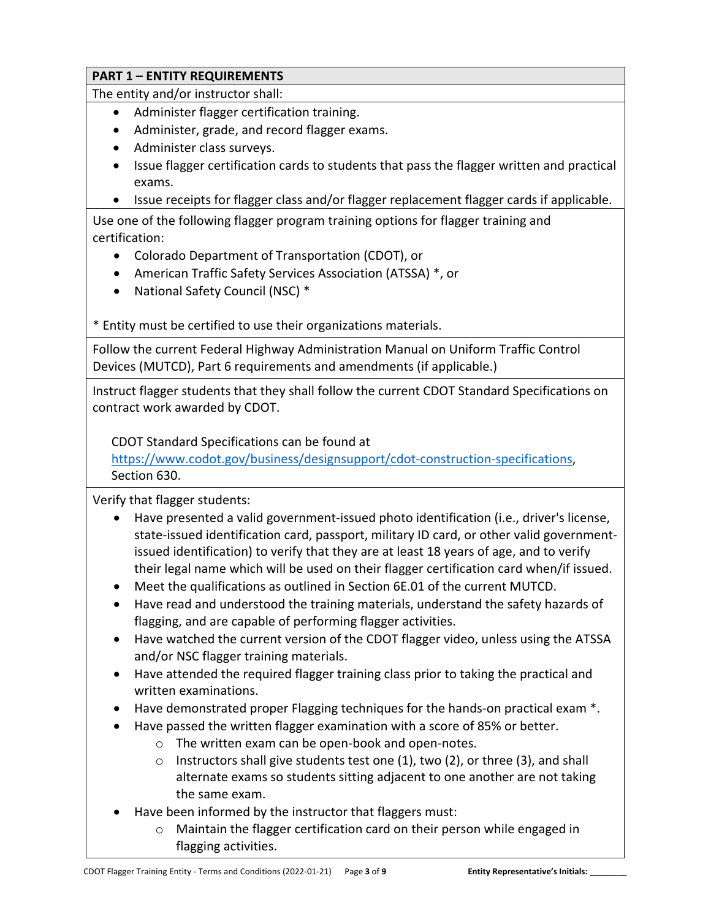## PART 1 – ENTITY REQUIREMENTS

The entity and/or instructor shall:

- Administer flagger certification training.
- Administer, grade, and record flagger exams.
- Administer class surveys.
- Issue flagger certification cards to students that pass the flagger written and practical exams.
- Issue receipts for flagger class and/or flagger replacement flagger cards if applicable.

Use one of the following flagger program training options for flagger training and certification:

- Colorado Department of Transportation (CDOT), or
- American Traffic Safety Services Association (ATSSA) *, or
- National Safety Council (NSC) *

* Entity must be certified to use their organizations materials.

Follow the current Federal Highway Administration Manual on Uniform Traffic Control Devices (MUTCD), Part 6 requirements and amendments (if applicable.)

Instruct flagger students that they shall follow the current CDOT Standard Specifications on contract work awarded by CDOT.

CDOT Standard Specifications can be found at https://www.codot.gov/business/designsupport/cdot-construction-specifications, Section 630.

Verify that flagger students:

- Have presented a valid government-issued photo identification (i.e., driver's license, state-issued identification card, passport, military ID card, or other valid government-issued identification) to verify that they are at least 18 years of age, and to verify their legal name which will be used on their flagger certification card when/if issued.
- Meet the qualifications as outlined in Section 6E.01 of the current MUTCD.
- Have read and understood the training materials, understand the safety hazards of flagging, and are capable of performing flagger activities.
- Have watched the current version of the CDOT flagger video, unless using the ATSSA and/or NSC flagger training materials.
- Have attended the required flagger training class prior to taking the practical and written examinations.
- Have demonstrated proper Flagging techniques for the hands-on practical exam *.
- Have passed the written flagger examination with a score of 85% or better.
  - The written exam can be open-book and open-notes.
  - Instructors shall give students test one (1), two (2), or three (3), and shall alternate exams so students sitting adjacent to one another are not taking the same exam.
- Have been informed by the instructor that flaggers must:
  - Maintain the flagger certification card on their person while engaged in flagging activities.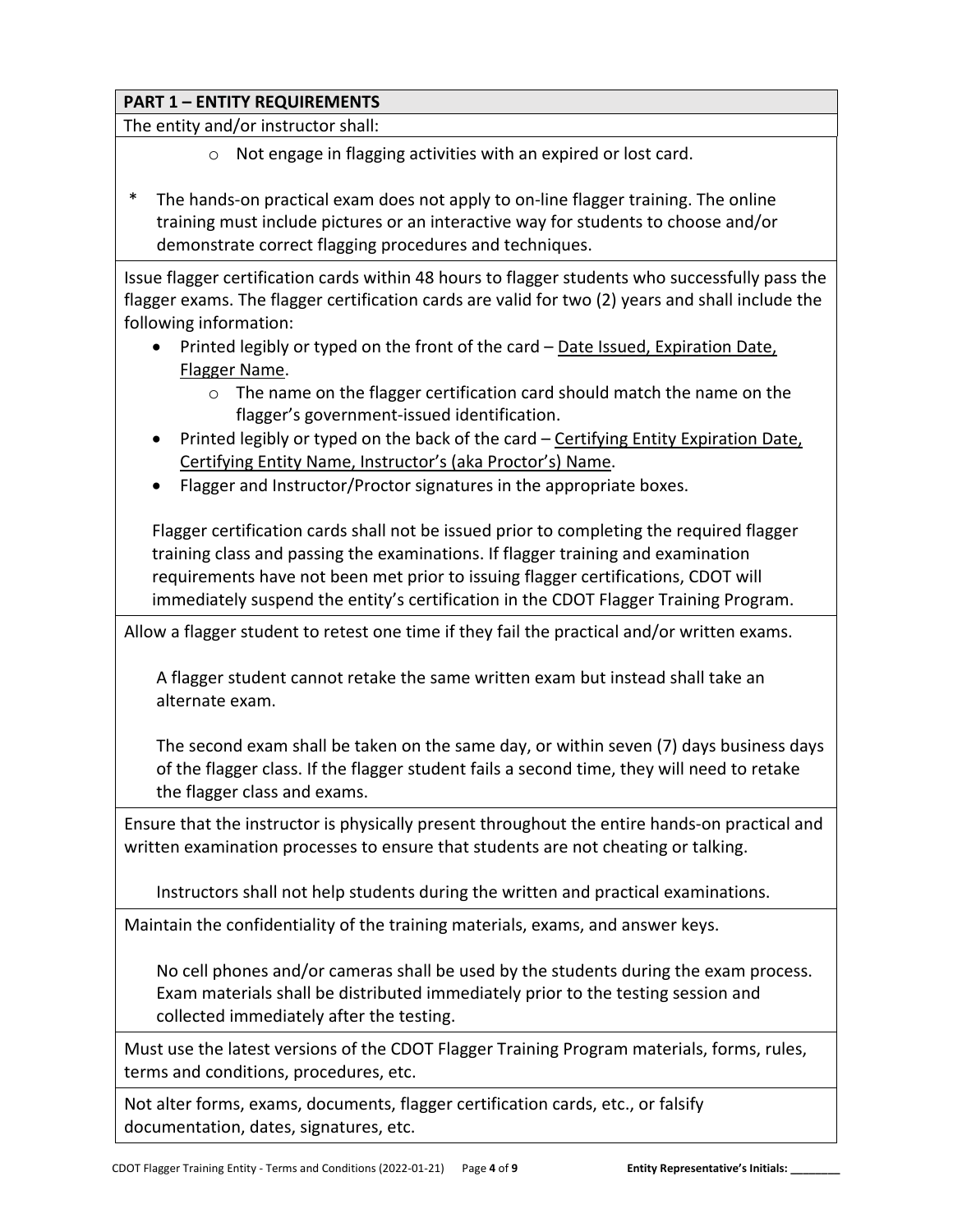**PART 1 – ENTITY REQUIREMENTS**

The entity and/or instructor shall:

- Not engage in flagging activities with an expired or lost card.

\* The hands-on practical exam does not apply to on-line flagger training. The online training must include pictures or an interactive way for students to choose and/or demonstrate correct flagging procedures and techniques.

Issue flagger certification cards within 48 hours to flagger students who successfully pass the flagger exams. The flagger certification cards are valid for two (2) years and shall include the following information:

- Printed legibly or typed on the front of the card – Date Issued, Expiration Date, Flagger Name.
  - The name on the flagger certification card should match the name on the flagger's government-issued identification.
- Printed legibly or typed on the back of the card – Certifying Entity Expiration Date, Certifying Entity Name, Instructor's (aka Proctor's) Name.
- Flagger and Instructor/Proctor signatures in the appropriate boxes.

Flagger certification cards shall not be issued prior to completing the required flagger training class and passing the examinations. If flagger training and examination requirements have not been met prior to issuing flagger certifications, CDOT will immediately suspend the entity's certification in the CDOT Flagger Training Program.

Allow a flagger student to retest one time if they fail the practical and/or written exams.

A flagger student cannot retake the same written exam but instead shall take an alternate exam.

The second exam shall be taken on the same day, or within seven (7) days business days of the flagger class. If the flagger student fails a second time, they will need to retake the flagger class and exams.

Ensure that the instructor is physically present throughout the entire hands-on practical and written examination processes to ensure that students are not cheating or talking.

Instructors shall not help students during the written and practical examinations.

Maintain the confidentiality of the training materials, exams, and answer keys.

No cell phones and/or cameras shall be used by the students during the exam process. Exam materials shall be distributed immediately prior to the testing session and collected immediately after the testing.

Must use the latest versions of the CDOT Flagger Training Program materials, forms, rules, terms and conditions, procedures, etc.

Not alter forms, exams, documents, flagger certification cards, etc., or falsify documentation, dates, signatures, etc.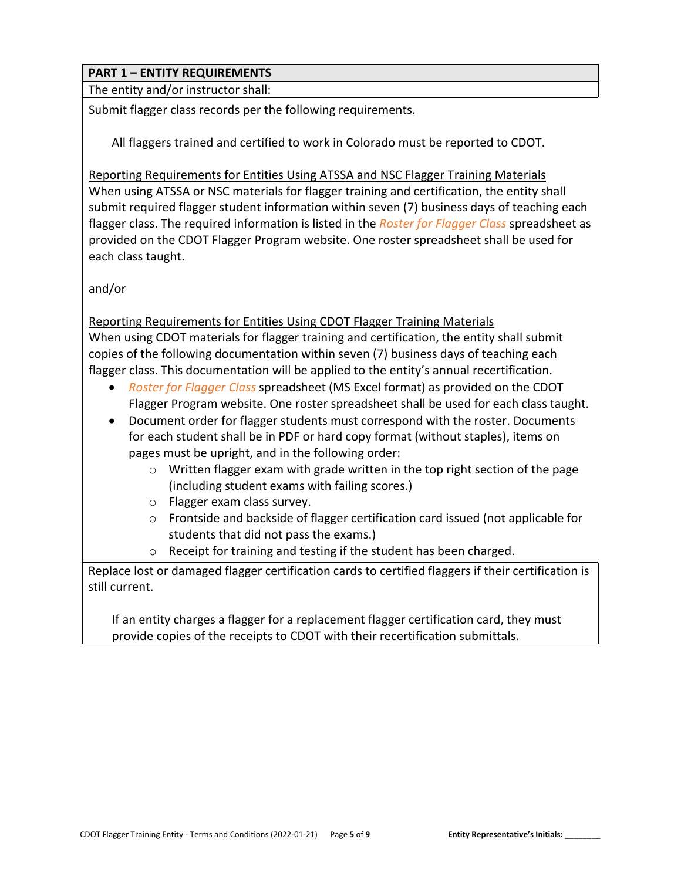## PART 1 – ENTITY REQUIREMENTS

The entity and/or instructor shall:

Submit flagger class records per the following requirements.

All flaggers trained and certified to work in Colorado must be reported to CDOT.

Reporting Requirements for Entities Using ATSSA and NSC Flagger Training Materials

When using ATSSA or NSC materials for flagger training and certification, the entity shall submit required flagger student information within seven (7) business days of teaching each flagger class. The required information is listed in the *Roster for Flagger Class* spreadsheet as provided on the CDOT Flagger Program website. One roster spreadsheet shall be used for each class taught.

and/or

Reporting Requirements for Entities Using CDOT Flagger Training Materials

When using CDOT materials for flagger training and certification, the entity shall submit copies of the following documentation within seven (7) business days of teaching each flagger class. This documentation will be applied to the entity's annual recertification.

- *Roster for Flagger Class* spreadsheet (MS Excel format) as provided on the CDOT Flagger Program website. One roster spreadsheet shall be used for each class taught.
- Document order for flagger students must correspond with the roster. Documents for each student shall be in PDF or hard copy format (without staples), items on pages must be upright, and in the following order:
  - Written flagger exam with grade written in the top right section of the page (including student exams with failing scores.)
  - Flagger exam class survey.
  - Frontside and backside of flagger certification card issued (not applicable for students that did not pass the exams.)
  - Receipt for training and testing if the student has been charged.

Replace lost or damaged flagger certification cards to certified flaggers if their certification is still current.

If an entity charges a flagger for a replacement flagger certification card, they must provide copies of the receipts to CDOT with their recertification submittals.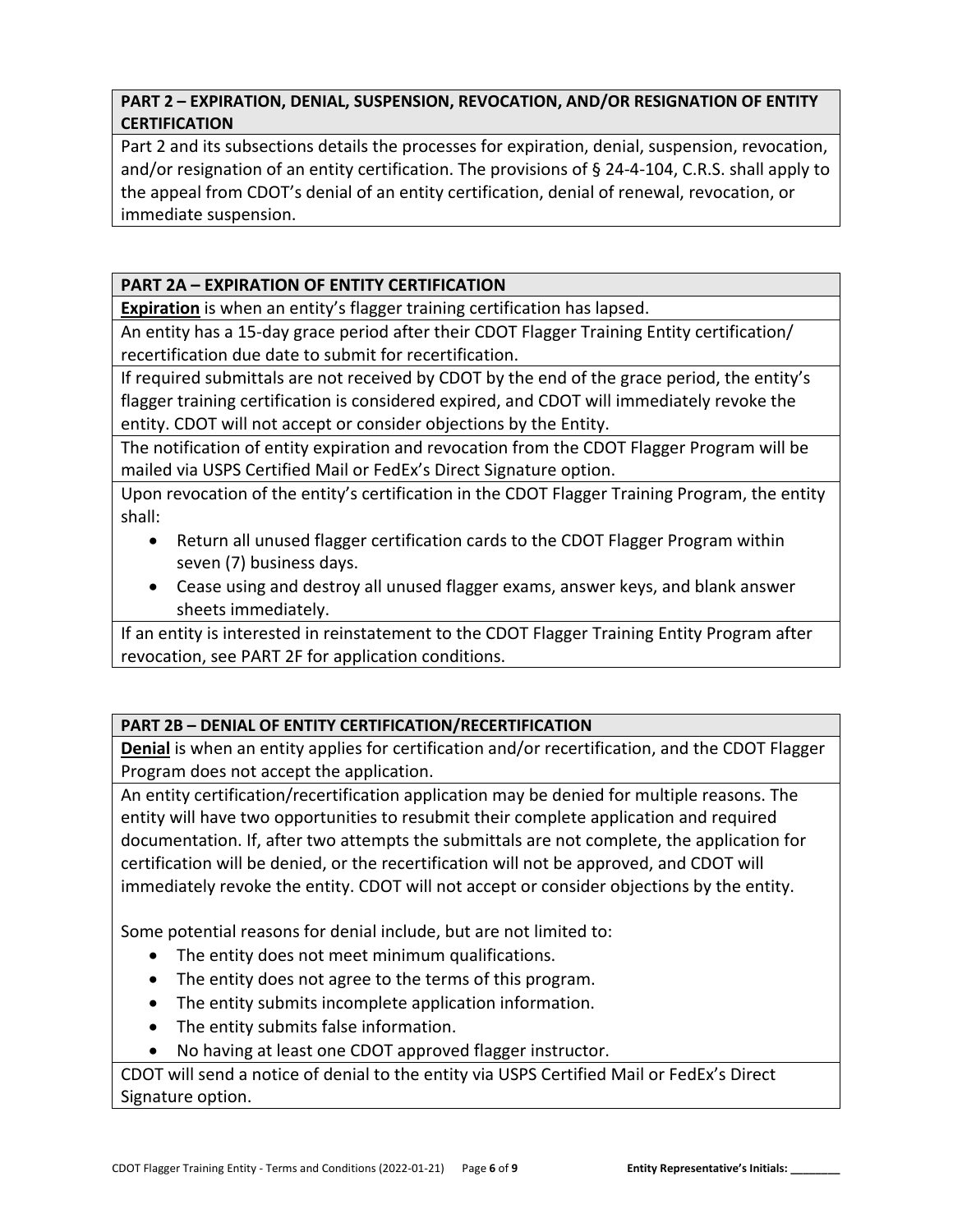## PART 2 – EXPIRATION, DENIAL, SUSPENSION, REVOCATION, AND/OR RESIGNATION OF ENTITY CERTIFICATION

Part 2 and its subsections details the processes for expiration, denial, suspension, revocation, and/or resignation of an entity certification. The provisions of § 24-4-104, C.R.S. shall apply to the appeal from CDOT's denial of an entity certification, denial of renewal, revocation, or immediate suspension.

### PART 2A – EXPIRATION OF ENTITY CERTIFICATION

**Expiration** is when an entity's flagger training certification has lapsed.

An entity has a 15-day grace period after their CDOT Flagger Training Entity certification/ recertification due date to submit for recertification.

If required submittals are not received by CDOT by the end of the grace period, the entity's flagger training certification is considered expired, and CDOT will immediately revoke the entity. CDOT will not accept or consider objections by the Entity.

The notification of entity expiration and revocation from the CDOT Flagger Program will be mailed via USPS Certified Mail or FedEx's Direct Signature option.

Upon revocation of the entity's certification in the CDOT Flagger Training Program, the entity shall:

- Return all unused flagger certification cards to the CDOT Flagger Program within seven (7) business days.
- Cease using and destroy all unused flagger exams, answer keys, and blank answer sheets immediately.

If an entity is interested in reinstatement to the CDOT Flagger Training Entity Program after revocation, see PART 2F for application conditions.

### PART 2B – DENIAL OF ENTITY CERTIFICATION/RECERTIFICATION

**Denial** is when an entity applies for certification and/or recertification, and the CDOT Flagger Program does not accept the application.

An entity certification/recertification application may be denied for multiple reasons. The entity will have two opportunities to resubmit their complete application and required documentation. If, after two attempts the submittals are not complete, the application for certification will be denied, or the recertification will not be approved, and CDOT will immediately revoke the entity. CDOT will not accept or consider objections by the entity.

Some potential reasons for denial include, but are not limited to:

- The entity does not meet minimum qualifications.
- The entity does not agree to the terms of this program.
- The entity submits incomplete application information.
- The entity submits false information.
- No having at least one CDOT approved flagger instructor.

CDOT will send a notice of denial to the entity via USPS Certified Mail or FedEx's Direct Signature option.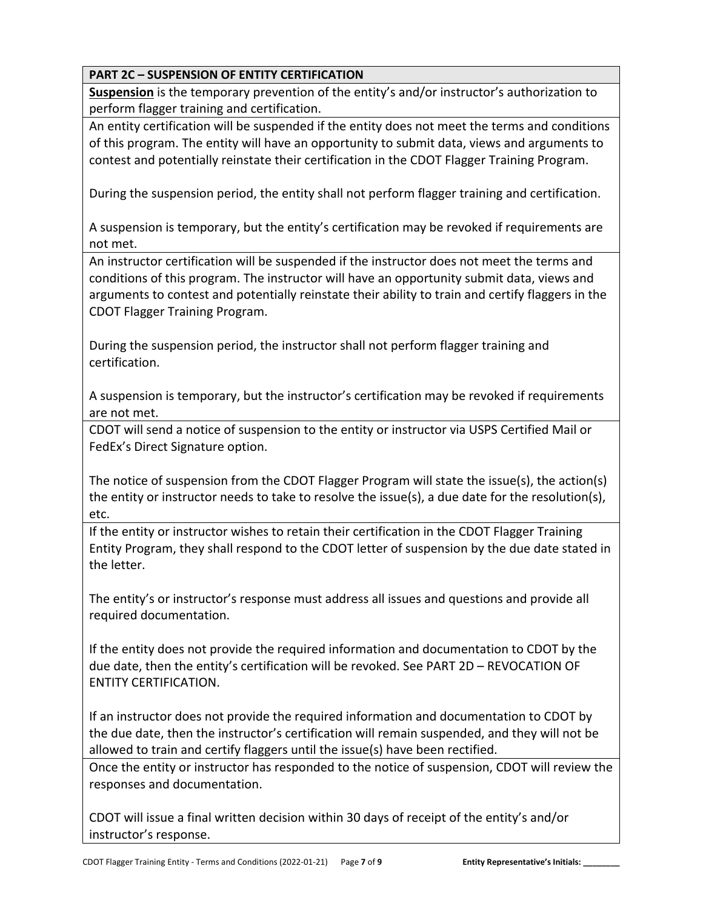## PART 2C – SUSPENSION OF ENTITY CERTIFICATION

**Suspension** is the temporary prevention of the entity's and/or instructor's authorization to perform flagger training and certification.

An entity certification will be suspended if the entity does not meet the terms and conditions of this program. The entity will have an opportunity to submit data, views and arguments to contest and potentially reinstate their certification in the CDOT Flagger Training Program.

During the suspension period, the entity shall not perform flagger training and certification.

A suspension is temporary, but the entity's certification may be revoked if requirements are not met.

An instructor certification will be suspended if the instructor does not meet the terms and conditions of this program. The instructor will have an opportunity submit data, views and arguments to contest and potentially reinstate their ability to train and certify flaggers in the CDOT Flagger Training Program.

During the suspension period, the instructor shall not perform flagger training and certification.

A suspension is temporary, but the instructor's certification may be revoked if requirements are not met.

CDOT will send a notice of suspension to the entity or instructor via USPS Certified Mail or FedEx's Direct Signature option.

The notice of suspension from the CDOT Flagger Program will state the issue(s), the action(s) the entity or instructor needs to take to resolve the issue(s), a due date for the resolution(s), etc.

If the entity or instructor wishes to retain their certification in the CDOT Flagger Training Entity Program, they shall respond to the CDOT letter of suspension by the due date stated in the letter.

The entity's or instructor's response must address all issues and questions and provide all required documentation.

If the entity does not provide the required information and documentation to CDOT by the due date, then the entity's certification will be revoked. See PART 2D – REVOCATION OF ENTITY CERTIFICATION.

If an instructor does not provide the required information and documentation to CDOT by the due date, then the instructor's certification will remain suspended, and they will not be allowed to train and certify flaggers until the issue(s) have been rectified.

Once the entity or instructor has responded to the notice of suspension, CDOT will review the responses and documentation.

CDOT will issue a final written decision within 30 days of receipt of the entity's and/or instructor's response.

Entity Representative's Initials: ________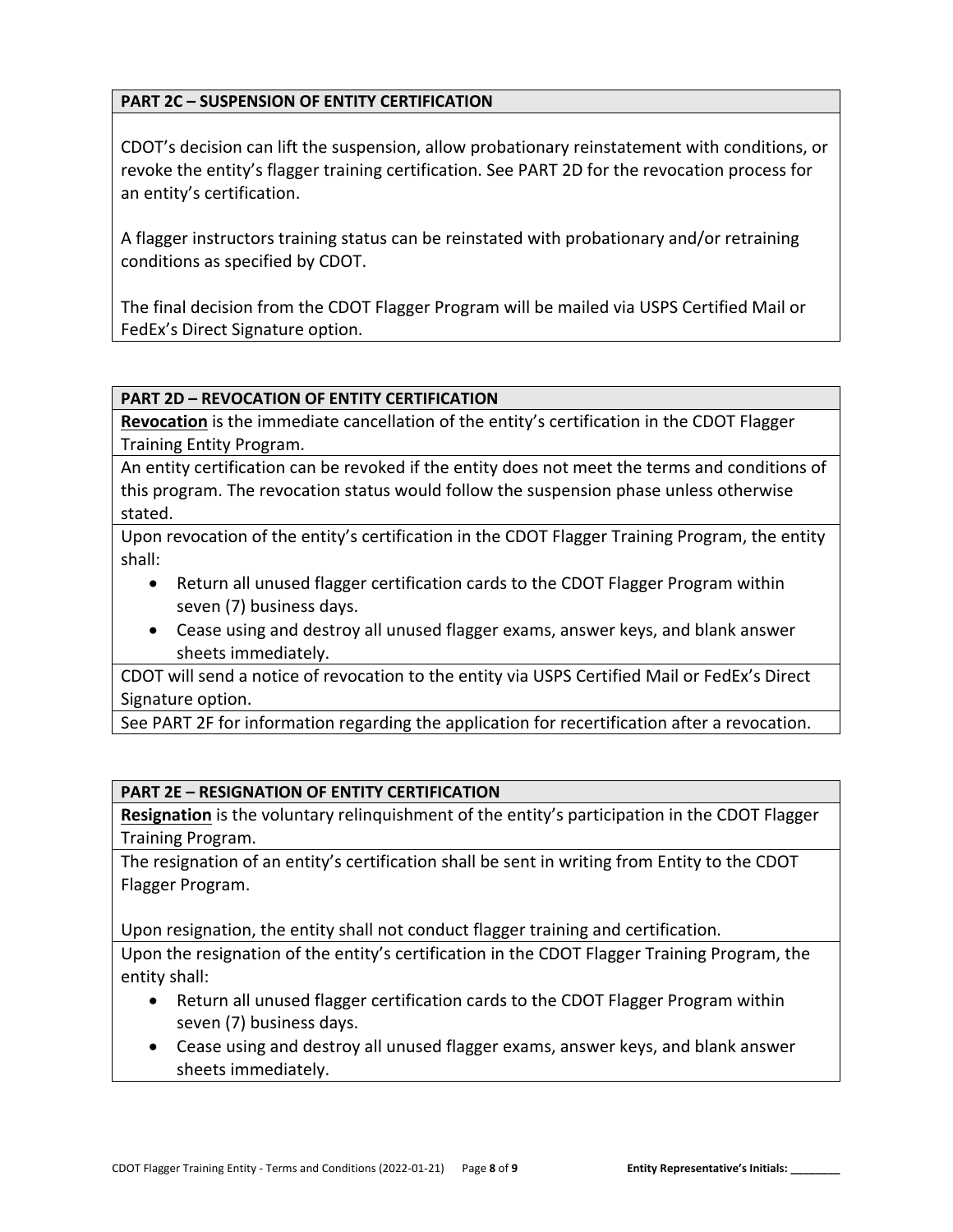## PART 2C – SUSPENSION OF ENTITY CERTIFICATION

CDOT's decision can lift the suspension, allow probationary reinstatement with conditions, or revoke the entity's flagger training certification. See PART 2D for the revocation process for an entity's certification.

A flagger instructors training status can be reinstated with probationary and/or retraining conditions as specified by CDOT.

The final decision from the CDOT Flagger Program will be mailed via USPS Certified Mail or FedEx's Direct Signature option.

## PART 2D – REVOCATION OF ENTITY CERTIFICATION

**Revocation** is the immediate cancellation of the entity's certification in the CDOT Flagger Training Entity Program.

An entity certification can be revoked if the entity does not meet the terms and conditions of this program. The revocation status would follow the suspension phase unless otherwise stated.

Upon revocation of the entity's certification in the CDOT Flagger Training Program, the entity shall:

- Return all unused flagger certification cards to the CDOT Flagger Program within seven (7) business days.
- Cease using and destroy all unused flagger exams, answer keys, and blank answer sheets immediately.

CDOT will send a notice of revocation to the entity via USPS Certified Mail or FedEx's Direct Signature option.

See PART 2F for information regarding the application for recertification after a revocation.

## PART 2E – RESIGNATION OF ENTITY CERTIFICATION

**Resignation** is the voluntary relinquishment of the entity's participation in the CDOT Flagger Training Program.

The resignation of an entity's certification shall be sent in writing from Entity to the CDOT Flagger Program.

Upon resignation, the entity shall not conduct flagger training and certification.

Upon the resignation of the entity's certification in the CDOT Flagger Training Program, the entity shall:

- Return all unused flagger certification cards to the CDOT Flagger Program within seven (7) business days.
- Cease using and destroy all unused flagger exams, answer keys, and blank answer sheets immediately.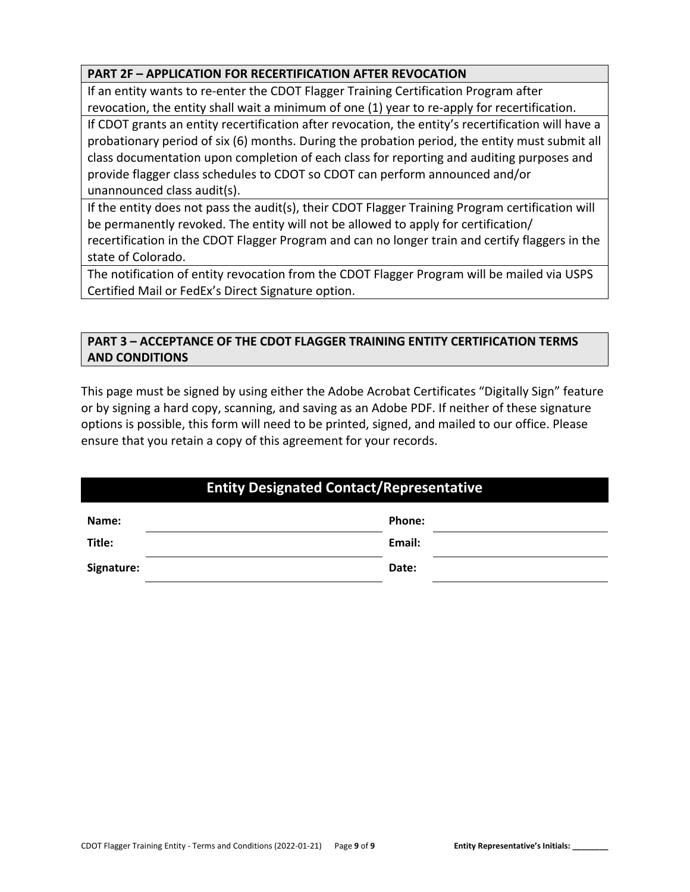## PART 2F – APPLICATION FOR RECERTIFICATION AFTER REVOCATION

If an entity wants to re-enter the CDOT Flagger Training Certification Program after revocation, the entity shall wait a minimum of one (1) year to re-apply for recertification.

If CDOT grants an entity recertification after revocation, the entity's recertification will have a probationary period of six (6) months. During the probation period, the entity must submit all class documentation upon completion of each class for reporting and auditing purposes and provide flagger class schedules to CDOT so CDOT can perform announced and/or unannounced class audit(s).

If the entity does not pass the audit(s), their CDOT Flagger Training Program certification will be permanently revoked. The entity will not be allowed to apply for certification/ recertification in the CDOT Flagger Program and can no longer train and certify flaggers in the state of Colorado.

The notification of entity revocation from the CDOT Flagger Program will be mailed via USPS Certified Mail or FedEx's Direct Signature option.

## PART 3 – ACCEPTANCE OF THE CDOT FLAGGER TRAINING ENTITY CERTIFICATION TERMS AND CONDITIONS

This page must be signed by using either the Adobe Acrobat Certificates "Digitally Sign" feature or by signing a hard copy, scanning, and saving as an Adobe PDF. If neither of these signature options is possible, this form will need to be printed, signed, and mailed to our office. Please ensure that you retain a copy of this agreement for your records.

### Entity Designated Contact/Representative

| | | | |
|---|---|---|---|
| **Name:** | | **Phone:** | |
| **Title:** | | **Email:** | |
| **Signature:** | | **Date:** | |

**Entity Representative's Initials:** ________